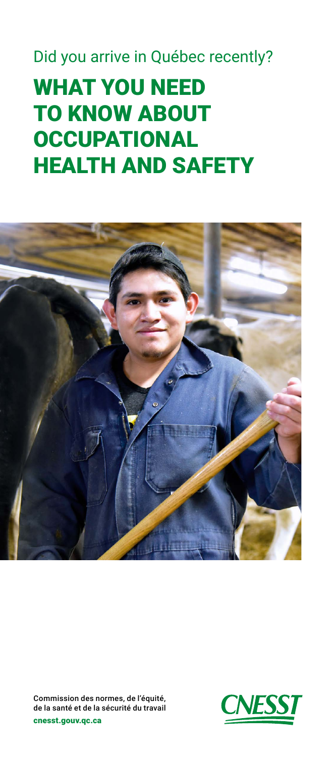Did you arrive in Québec recently?

# WHAT YOU NEED TO KNOW ABOUT OCCUPATIONAL HEALTH AND SAFETY

Commission des normes, de l'équité, de la santé et de la sécurité du travail

cnesst.gouv.qc.ca

CNESST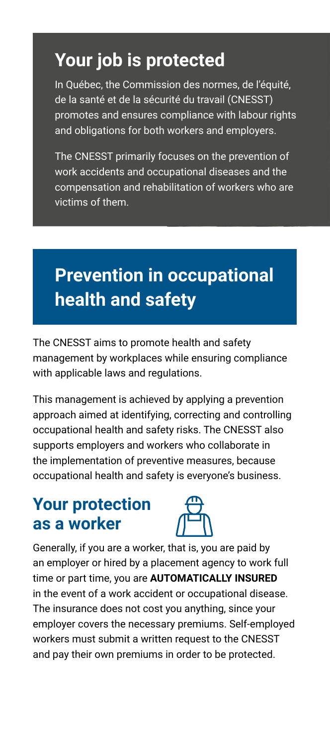## Your job is protected

In Québec, the Commission des normes, de l'équité, de la santé et de la sécurité du travail (CNESST) promotes and ensures compliance with labour rights and obligations for both workers and employers.

The CNESST primarily focuses on the prevention of work accidents and occupational diseases and the compensation and rehabilitation of workers who are victims of them.

## Prevention in occupational health and safety

The CNESST aims to promote health and safety management by workplaces while ensuring compliance with applicable laws and regulations.

This management is achieved by applying a prevention approach aimed at identifying, correcting and controlling occupational health and safety risks. The CNESST also supports employers and workers who collaborate in the implementation of preventive measures, because occupational health and safety is everyone's business.

### Your protection as a worker

Generally, if you are a worker, that is, you are paid by an employer or hired by a placement agency to work full time or part time, you are **AUTOMATICALLY INSURED** in the event of a work accident or occupational disease. The insurance does not cost you anything, since your employer covers the necessary premiums. Self-employed workers must submit a written request to the CNESST and pay their own premiums in order to be protected.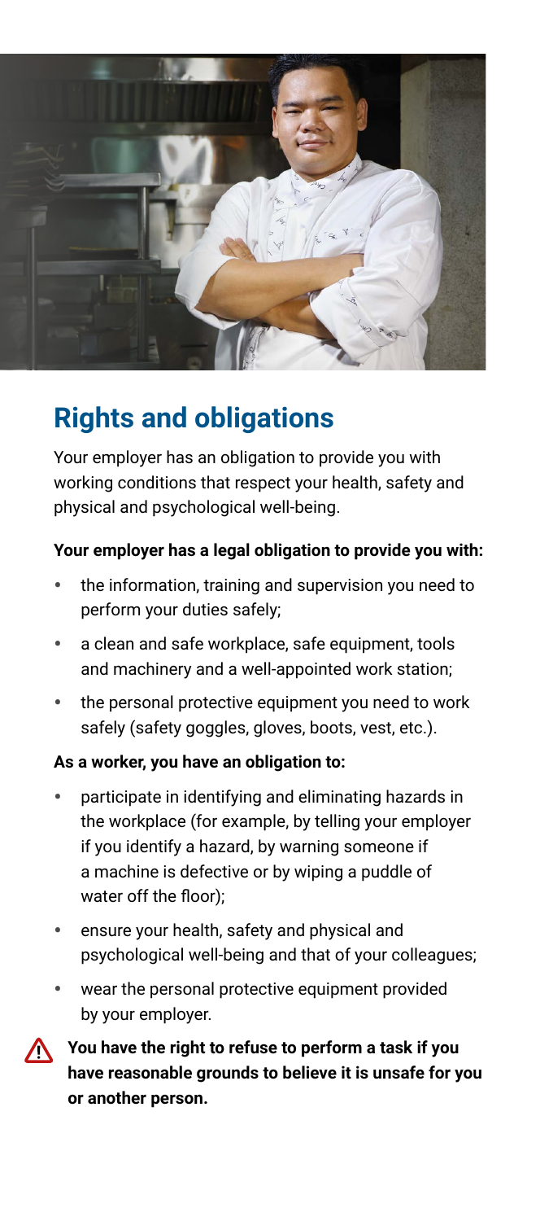## Rights and obligations

Your employer has an obligation to provide you with working conditions that respect your health, safety and physical and psychological well-being.

**Your employer has a legal obligation to provide you with:**

- the information, training and supervision you need to perform your duties safely;
- a clean and safe workplace, safe equipment, tools and machinery and a well-appointed work station;
- the personal protective equipment you need to work safely (safety goggles, gloves, boots, vest, etc.).

**As a worker, you have an obligation to:**

- participate in identifying and eliminating hazards in the workplace (for example, by telling your employer if you identify a hazard, by warning someone if a machine is defective or by wiping a puddle of water off the floor);
- ensure your health, safety and physical and psychological well-being and that of your colleagues;
- wear the personal protective equipment provided by your employer.

⚠ **You have the right to refuse to perform a task if you have reasonable grounds to believe it is unsafe for you or another person.**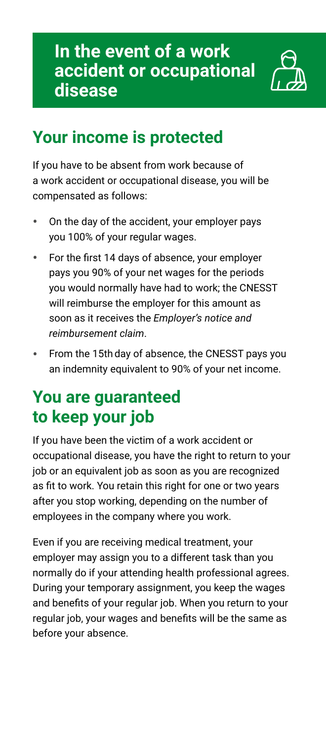# In the event of a work accident or occupational disease

## Your income is protected

If you have to be absent from work because of a work accident or occupational disease, you will be compensated as follows:

- On the day of the accident, your employer pays you 100% of your regular wages.
- For the first 14 days of absence, your employer pays you 90% of your net wages for the periods you would normally have had to work; the CNESST will reimburse the employer for this amount as soon as it receives the *Employer's notice and reimbursement claim*.
- From the 15th day of absence, the CNESST pays you an indemnity equivalent to 90% of your net income.

## You are guaranteed to keep your job

If you have been the victim of a work accident or occupational disease, you have the right to return to your job or an equivalent job as soon as you are recognized as fit to work. You retain this right for one or two years after you stop working, depending on the number of employees in the company where you work.

Even if you are receiving medical treatment, your employer may assign you to a different task than you normally do if your attending health professional agrees. During your temporary assignment, you keep the wages and benefits of your regular job. When you return to your regular job, your wages and benefits will be the same as before your absence.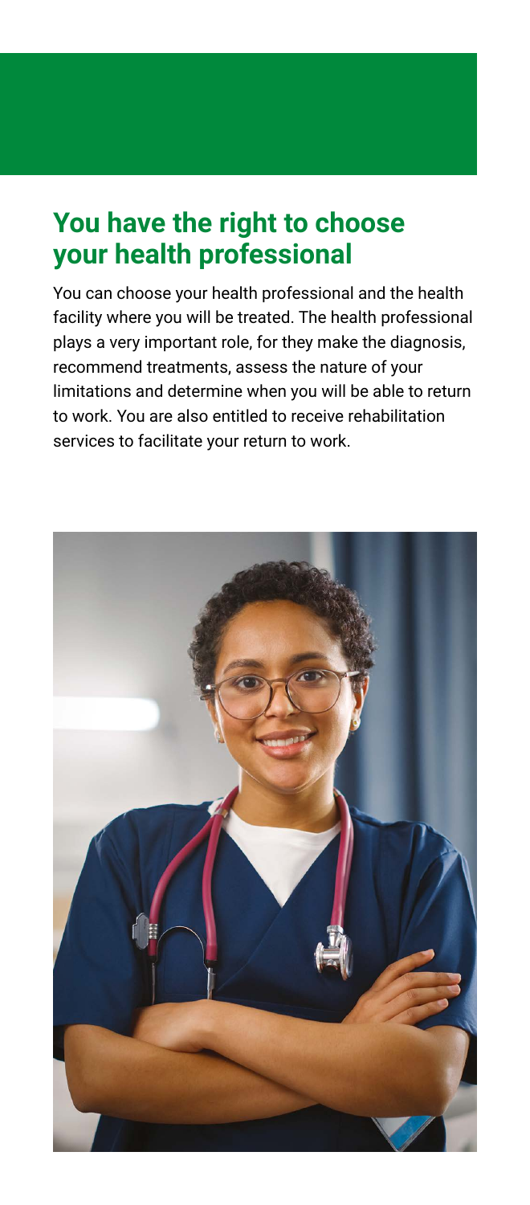## You have the right to choose your health professional

You can choose your health professional and the health facility where you will be treated. The health professional plays a very important role, for they make the diagnosis, recommend treatments, assess the nature of your limitations and determine when you will be able to return to work. You are also entitled to receive rehabilitation services to facilitate your return to work.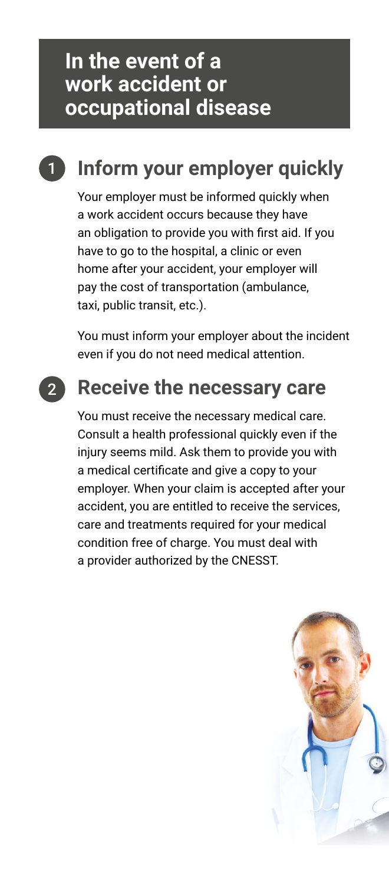# In the event of a work accident or occupational disease

## 1 Inform your employer quickly

Your employer must be informed quickly when a work accident occurs because they have an obligation to provide you with first aid. If you have to go to the hospital, a clinic or even home after your accident, your employer will pay the cost of transportation (ambulance, taxi, public transit, etc.).

You must inform your employer about the incident even if you do not need medical attention.

## 2 Receive the necessary care

You must receive the necessary medical care. Consult a health professional quickly even if the injury seems mild. Ask them to provide you with a medical certificate and give a copy to your employer. When your claim is accepted after your accident, you are entitled to receive the services, care and treatments required for your medical condition free of charge. You must deal with a provider authorized by the CNESST.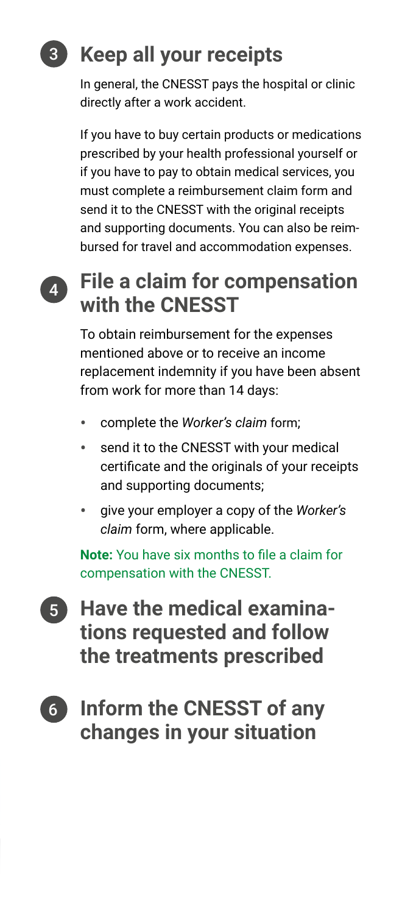## 3 Keep all your receipts

In general, the CNESST pays the hospital or clinic directly after a work accident.

If you have to buy certain products or medications prescribed by your health professional yourself or if you have to pay to obtain medical services, you must complete a reimbursement claim form and send it to the CNESST with the original receipts and supporting documents. You can also be reimbursed for travel and accommodation expenses.

## 4 File a claim for compensation with the CNESST

To obtain reimbursement for the expenses mentioned above or to receive an income replacement indemnity if you have been absent from work for more than 14 days:

- complete the *Worker's claim* form;
- send it to the CNESST with your medical certificate and the originals of your receipts and supporting documents;
- give your employer a copy of the *Worker's claim* form, where applicable.

**Note:** You have six months to file a claim for compensation with the CNESST.

## 5 Have the medical examinations requested and follow the treatments prescribed

## 6 Inform the CNESST of any changes in your situation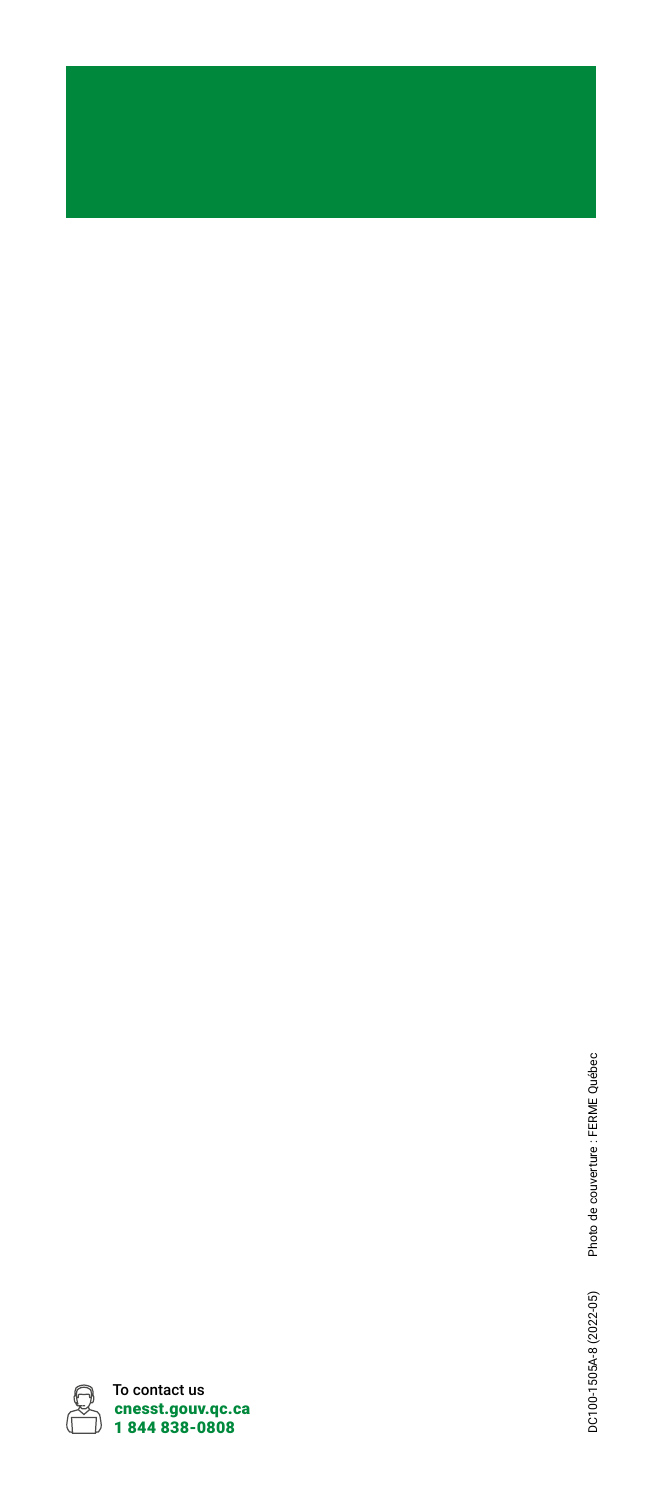To contact us
**cnesst.gouv.qc.ca**
**1 844 838-0808**

DC100-1505A-8 (2022-05)

Photo de couverture : FERME Québec